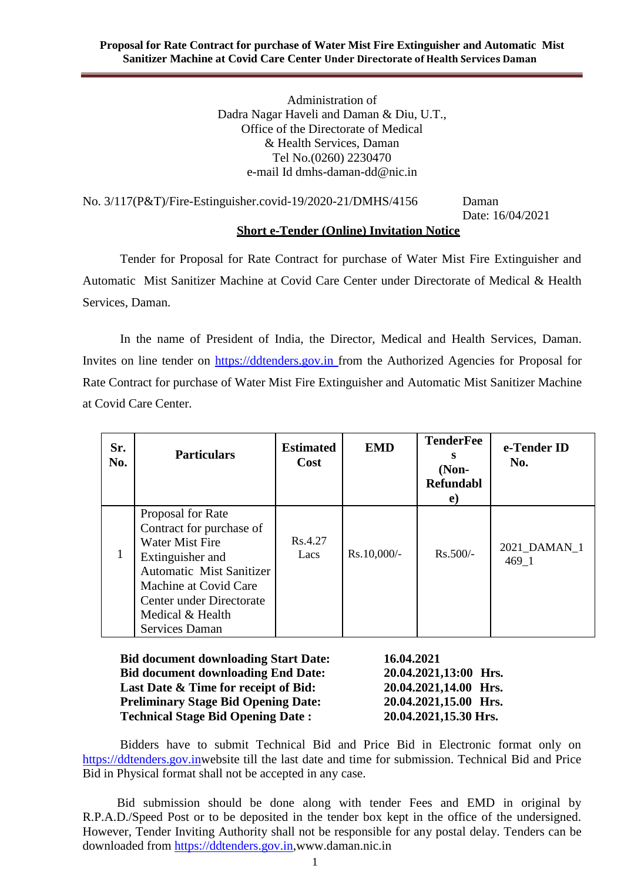**Proposal for Rate Contract for purchase of Water Mist Fire Extinguisher and Automatic Mist Sanitizer Machine at Covid Care Center Under Directorate of Health Services Daman**

Administration of
Dadra Nagar Haveli and Daman & Diu, U.T.,
Office of the Directorate of Medical
& Health Services, Daman
Tel No.(0260) 2230470
e-mail Id dmhs-daman-dd@nic.in

No. 3/117(P&T)/Fire-Estinguisher.covid-19/2020-21/DMHS/4156 Daman
Date: 16/04/2021

**Short e-Tender (Online) Invitation Notice**

Tender for Proposal for Rate Contract for purchase of Water Mist Fire Extinguisher and Automatic Mist Sanitizer Machine at Covid Care Center under Directorate of Medical & Health Services, Daman.

In the name of President of India, the Director, Medical and Health Services, Daman. Invites on line tender on https://ddtenders.gov.in from the Authorized Agencies for Proposal for Rate Contract for purchase of Water Mist Fire Extinguisher and Automatic Mist Sanitizer Machine at Covid Care Center.

| Sr. No. | Particulars | Estimated Cost | EMD | TenderFees (Non-Refundable) | e-Tender ID No. |
|---|---|---|---|---|---|
| 1 | Proposal for Rate Contract for purchase of Water Mist Fire Extinguisher and Automatic Mist Sanitizer Machine at Covid Care Center under Directorate Medical & Health Services Daman | Rs.4.27 Lacs | Rs.10,000/- | Rs.500/- | 2021_DAMAN_1469_1 |

| | |
|---|---|
| **Bid document downloading Start Date:** | **16.04.2021** |
| **Bid document downloading End Date:** | **20.04.2021,13:00 Hrs.** |
| **Last Date & Time for receipt of Bid:** | **20.04.2021,14.00 Hrs.** |
| **Preliminary Stage Bid Opening Date:** | **20.04.2021,15.00 Hrs.** |
| **Technical Stage Bid Opening Date :** | **20.04.2021,15.30 Hrs.** |

Bidders have to submit Technical Bid and Price Bid in Electronic format only on https://ddtenders.gov.inwebsite till the last date and time for submission. Technical Bid and Price Bid in Physical format shall not be accepted in any case.

Bid submission should be done along with tender Fees and EMD in original by R.P.A.D./Speed Post or to be deposited in the tender box kept in the office of the undersigned. However, Tender Inviting Authority shall not be responsible for any postal delay. Tenders can be downloaded from https://ddtenders.gov.in,www.daman.nic.in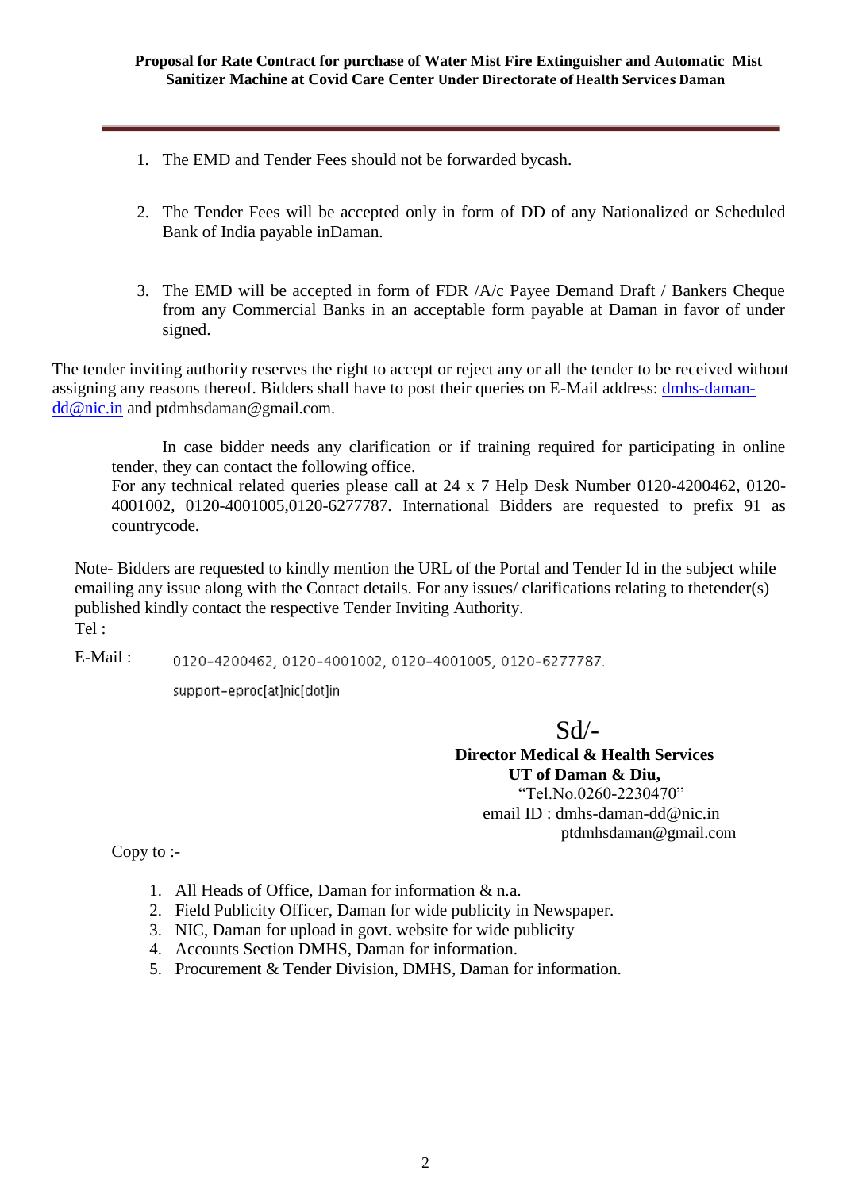1. The EMD and Tender Fees should not be forwarded bycash.

2. The Tender Fees will be accepted only in form of DD of any Nationalized or Scheduled Bank of India payable inDaman.

3. The EMD will be accepted in form of FDR /A/c Payee Demand Draft / Bankers Cheque from any Commercial Banks in an acceptable form payable at Daman in favor of under signed.

The tender inviting authority reserves the right to accept or reject any or all the tender to be received without assigning any reasons thereof. Bidders shall have to post their queries on E-Mail address: dmhs-daman-dd@nic.in and ptdmhsdaman@gmail.com.

In case bidder needs any clarification or if training required for participating in online tender, they can contact the following office.
For any technical related queries please call at 24 x 7 Help Desk Number 0120-4200462, 0120-4001002, 0120-4001005,0120-6277787. International Bidders are requested to prefix 91 as countrycode.

Note- Bidders are requested to kindly mention the URL of the Portal and Tender Id in the subject while emailing any issue along with the Contact details. For any issues/ clarifications relating to thetender(s) published kindly contact the respective Tender Inviting Authority.
Tel :

E-Mail : 0120-4200462, 0120-4001002, 0120-4001005, 0120-6277787.

support-eproc[at]nic[dot]in

Sd/-
**Director Medical & Health Services**
**UT of Daman & Diu,**
"Tel.No.0260-2230470"
email ID : dmhs-daman-dd@nic.in
ptdmhsdaman@gmail.com

Copy to :-

1. All Heads of Office, Daman for information & n.a.
2. Field Publicity Officer, Daman for wide publicity in Newspaper.
3. NIC, Daman for upload in govt. website for wide publicity
4. Accounts Section DMHS, Daman for information.
5. Procurement & Tender Division, DMHS, Daman for information.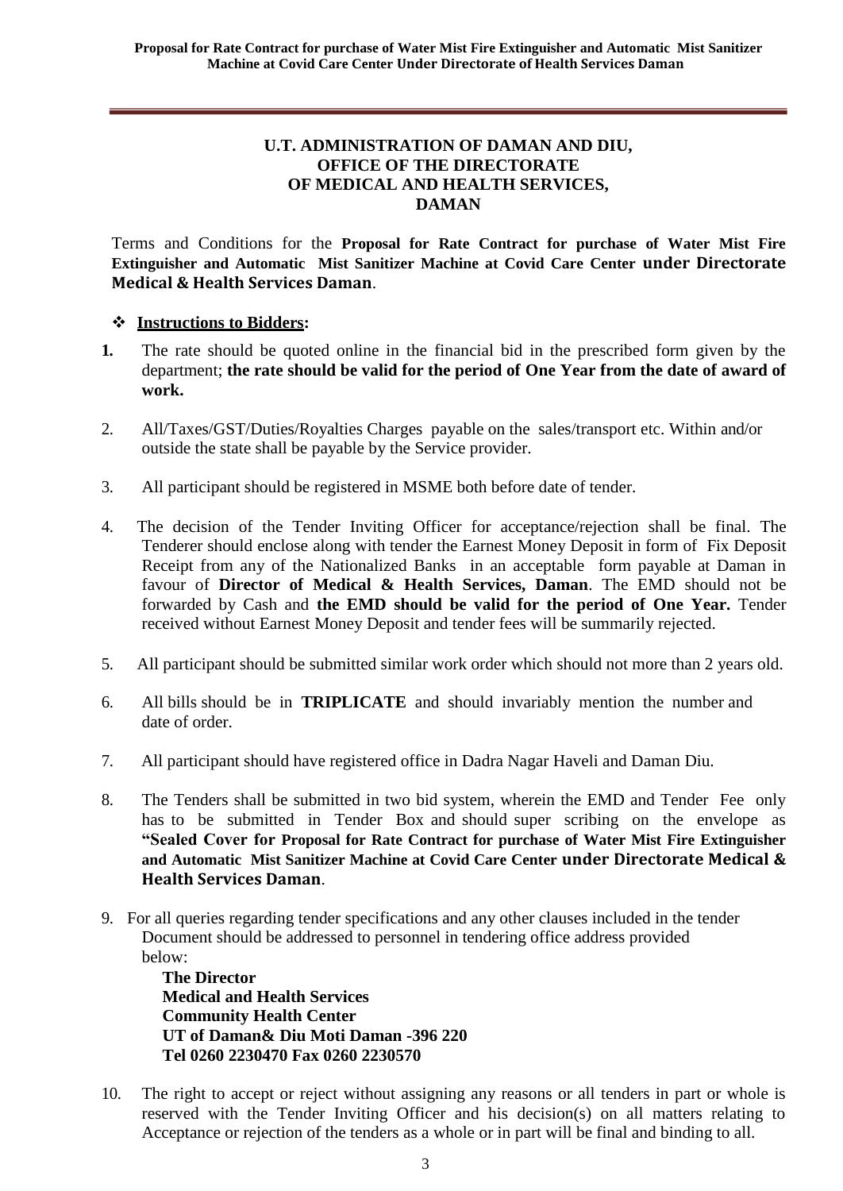**U.T. ADMINISTRATION OF DAMAN AND DIU,**
**OFFICE OF THE DIRECTORATE**
**OF MEDICAL AND HEALTH SERVICES,**
**DAMAN**

Terms and Conditions for the **Proposal for Rate Contract for purchase of Water Mist Fire Extinguisher and Automatic Mist Sanitizer Machine at Covid Care Center under Directorate Medical & Health Services Daman**.

- **Instructions to Bidders:**

1. The rate should be quoted online in the financial bid in the prescribed form given by the department; **the rate should be valid for the period of One Year from the date of award of work.**

2. All/Taxes/GST/Duties/Royalties Charges payable on the sales/transport etc. Within and/or outside the state shall be payable by the Service provider.

3. All participant should be registered in MSME both before date of tender.

4. The decision of the Tender Inviting Officer for acceptance/rejection shall be final. The Tenderer should enclose along with tender the Earnest Money Deposit in form of Fix Deposit Receipt from any of the Nationalized Banks in an acceptable form payable at Daman in favour of **Director of Medical & Health Services, Daman**. The EMD should not be forwarded by Cash and **the EMD should be valid for the period of One Year.** Tender received without Earnest Money Deposit and tender fees will be summarily rejected.

5. All participant should be submitted similar work order which should not more than 2 years old.

6. All bills should be in **TRIPLICATE** and should invariably mention the number and date of order.

7. All participant should have registered office in Dadra Nagar Haveli and Daman Diu.

8. The Tenders shall be submitted in two bid system, wherein the EMD and Tender Fee only has to be submitted in Tender Box and should super scribing on the envelope as **"Sealed Cover for Proposal for Rate Contract for purchase of Water Mist Fire Extinguisher and Automatic Mist Sanitizer Machine at Covid Care Center under Directorate Medical & Health Services Daman**.

9. For all queries regarding tender specifications and any other clauses included in the tender Document should be addressed to personnel in tendering office address provided below:

   **The Director**
   **Medical and Health Services**
   **Community Health Center**
   **UT of Daman& Diu Moti Daman -396 220**
   **Tel 0260 2230470 Fax 0260 2230570**

10. The right to accept or reject without assigning any reasons or all tenders in part or whole is reserved with the Tender Inviting Officer and his decision(s) on all matters relating to Acceptance or rejection of the tenders as a whole or in part will be final and binding to all.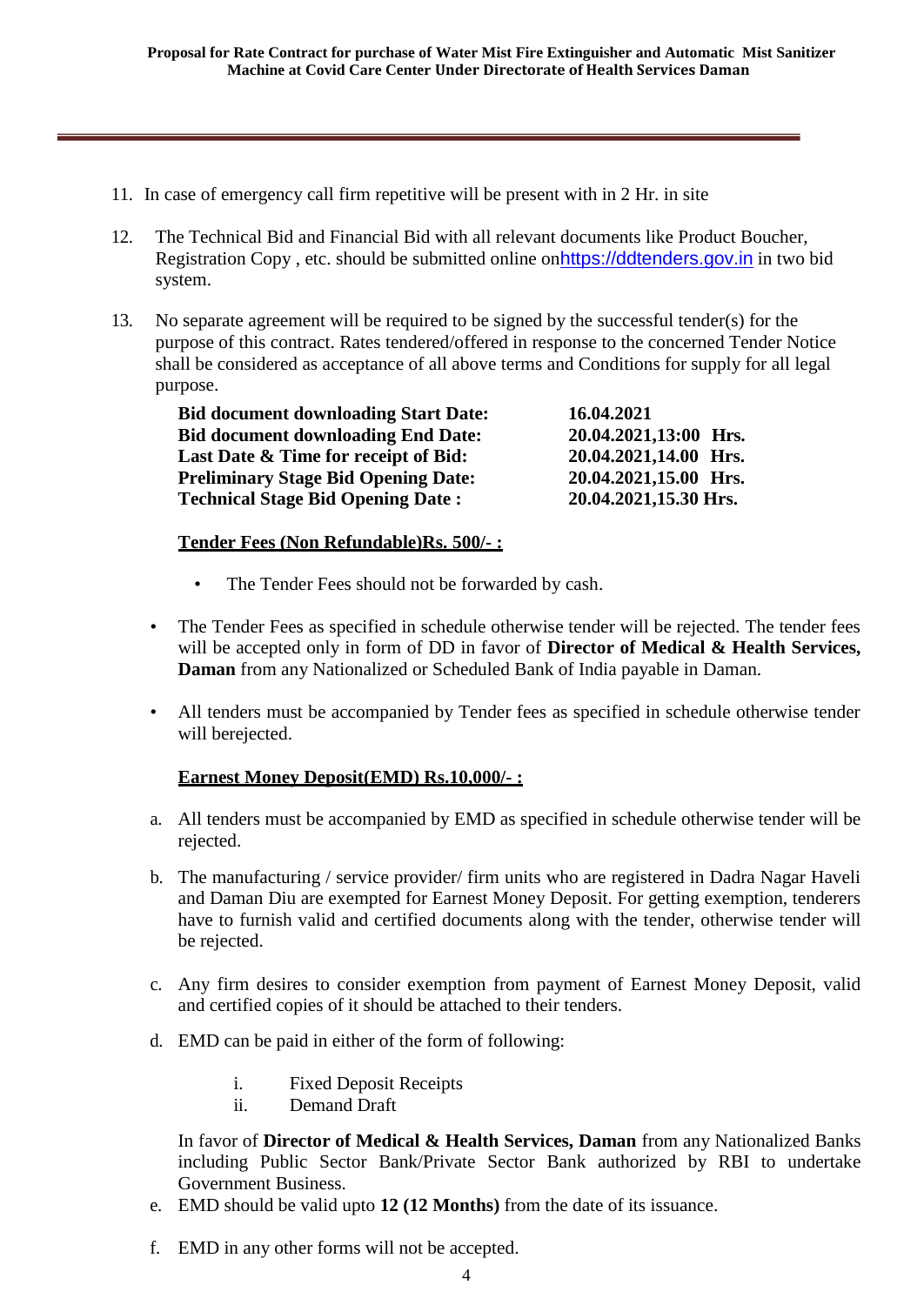11. In case of emergency call firm repetitive will be present with in 2 Hr. in site

12. The Technical Bid and Financial Bid with all relevant documents like Product Boucher, Registration Copy , etc. should be submitted online onhttps://ddtenders.gov.in in two bid system.

13. No separate agreement will be required to be signed by the successful tender(s) for the purpose of this contract. Rates tendered/offered in response to the concerned Tender Notice shall be considered as acceptance of all above terms and Conditions for supply for all legal purpose.

| | |
|---|---|
| **Bid document downloading Start Date:** | **16.04.2021** |
| **Bid document downloading End Date:** | **20.04.2021,13:00 Hrs.** |
| **Last Date & Time for receipt of Bid:** | **20.04.2021,14.00 Hrs.** |
| **Preliminary Stage Bid Opening Date:** | **20.04.2021,15.00 Hrs.** |
| **Technical Stage Bid Opening Date :** | **20.04.2021,15.30 Hrs.** |

**Tender Fees (Non Refundable)Rs. 500/- :**

- The Tender Fees should not be forwarded by cash.

- The Tender Fees as specified in schedule otherwise tender will be rejected. The tender fees will be accepted only in form of DD in favor of **Director of Medical & Health Services, Daman** from any Nationalized or Scheduled Bank of India payable in Daman.

- All tenders must be accompanied by Tender fees as specified in schedule otherwise tender will berejected.

**Earnest Money Deposit(EMD) Rs.10,000/- :**

a. All tenders must be accompanied by EMD as specified in schedule otherwise tender will be rejected.

b. The manufacturing / service provider/ firm units who are registered in Dadra Nagar Haveli and Daman Diu are exempted for Earnest Money Deposit. For getting exemption, tenderers have to furnish valid and certified documents along with the tender, otherwise tender will be rejected.

c. Any firm desires to consider exemption from payment of Earnest Money Deposit, valid and certified copies of it should be attached to their tenders.

d. EMD can be paid in either of the form of following:

   i. Fixed Deposit Receipts
   ii. Demand Draft

   In favor of **Director of Medical & Health Services, Daman** from any Nationalized Banks including Public Sector Bank/Private Sector Bank authorized by RBI to undertake Government Business.

e. EMD should be valid upto **12 (12 Months)** from the date of its issuance.

f. EMD in any other forms will not be accepted.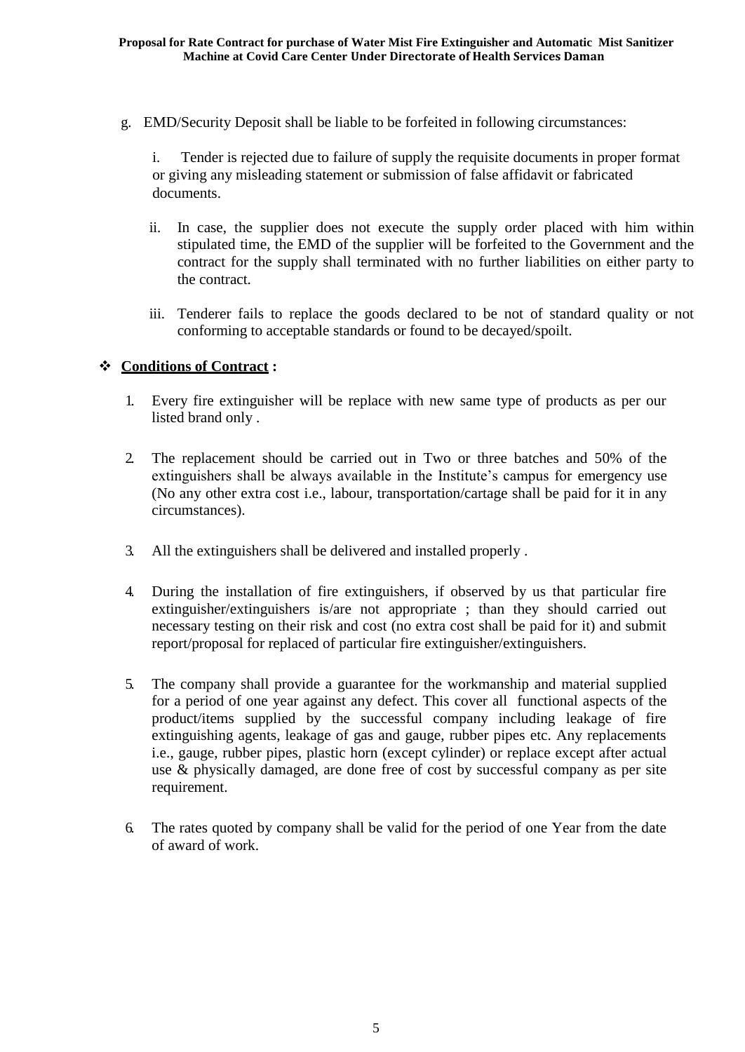g. EMD/Security Deposit shall be liable to be forfeited in following circumstances:

   i. Tender is rejected due to failure of supply the requisite documents in proper format or giving any misleading statement or submission of false affidavit or fabricated documents.

   ii. In case, the supplier does not execute the supply order placed with him within stipulated time, the EMD of the supplier will be forfeited to the Government and the contract for the supply shall terminated with no further liabilities on either party to the contract.

   iii. Tenderer fails to replace the goods declared to be not of standard quality or not conforming to acceptable standards or found to be decayed/spoilt.

## ❖ **Conditions of Contract :**

1. Every fire extinguisher will be replace with new same type of products as per our listed brand only .

2. The replacement should be carried out in Two or three batches and 50% of the extinguishers shall be always available in the Institute's campus for emergency use (No any other extra cost i.e., labour, transportation/cartage shall be paid for it in any circumstances).

3. All the extinguishers shall be delivered and installed properly .

4. During the installation of fire extinguishers, if observed by us that particular fire extinguisher/extinguishers is/are not appropriate ; than they should carried out necessary testing on their risk and cost (no extra cost shall be paid for it) and submit report/proposal for replaced of particular fire extinguisher/extinguishers.

5. The company shall provide a guarantee for the workmanship and material supplied for a period of one year against any defect. This cover all functional aspects of the product/items supplied by the successful company including leakage of fire extinguishing agents, leakage of gas and gauge, rubber pipes etc. Any replacements i.e., gauge, rubber pipes, plastic horn (except cylinder) or replace except after actual use & physically damaged, are done free of cost by successful company as per site requirement.

6. The rates quoted by company shall be valid for the period of one Year from the date of award of work.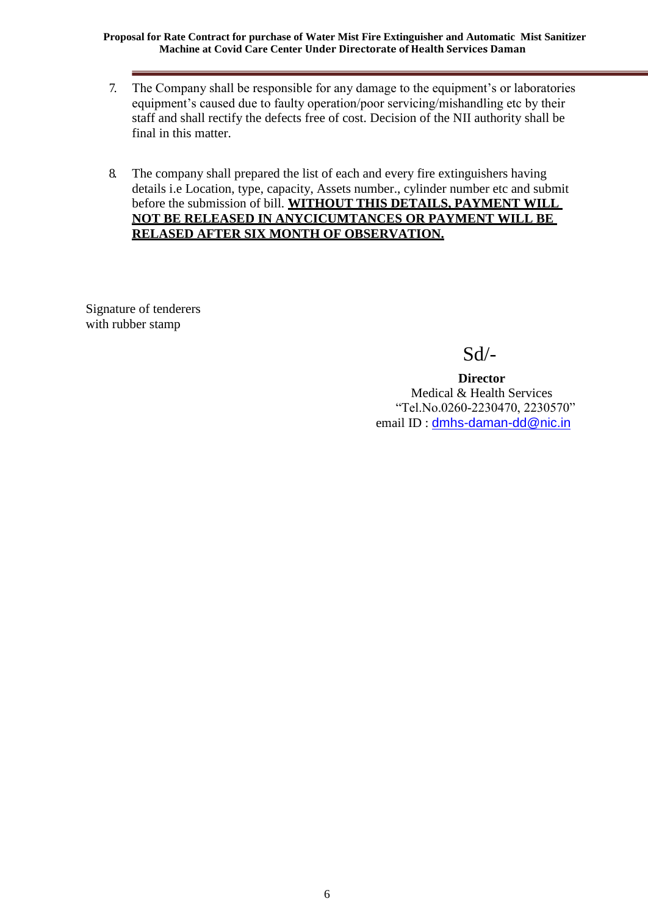7. The Company shall be responsible for any damage to the equipment's or laboratories equipment's caused due to faulty operation/poor servicing/mishandling etc by their staff and shall rectify the defects free of cost. Decision of the NII authority shall be final in this matter.

8. The company shall prepared the list of each and every fire extinguishers having details i.e Location, type, capacity, Assets number., cylinder number etc and submit before the submission of bill. **<u>WITHOUT THIS DETAILS, PAYMENT WILL NOT BE RELEASED IN ANYCICUMTANCES OR PAYMENT WILL BE RELASED AFTER SIX MONTH OF OBSERVATION.</u>**

Signature of tenderers
with rubber stamp

Sd/-

**Director**
Medical & Health Services
"Tel.No.0260-2230470, 2230570"
email ID : dmhs-daman-dd@nic.in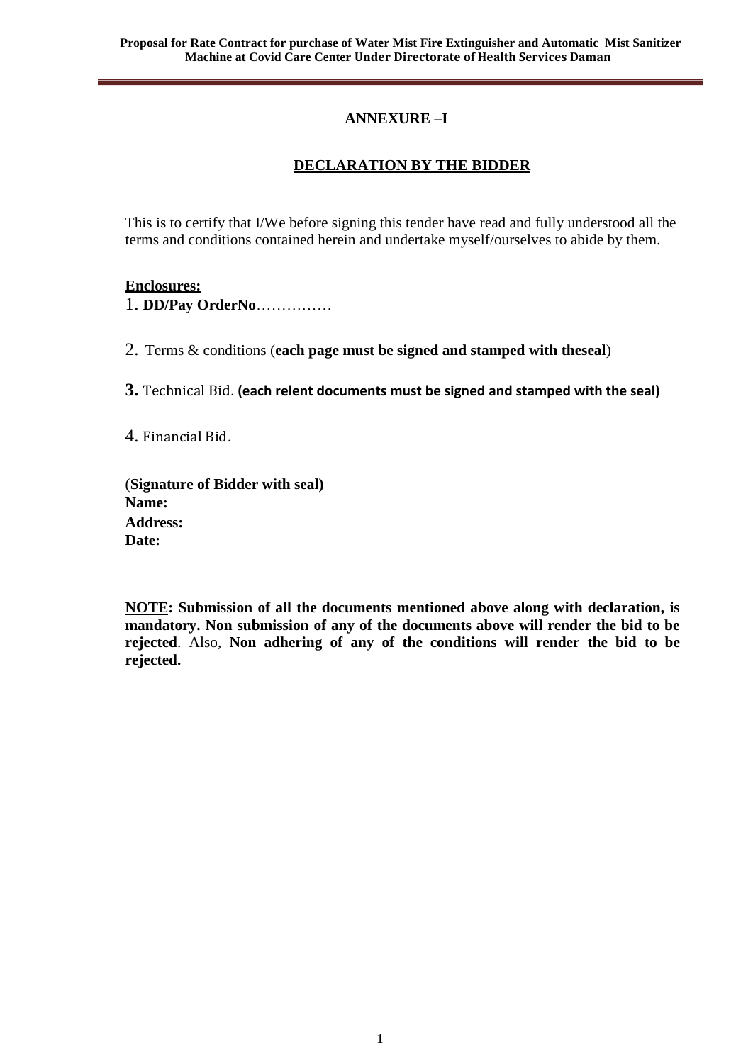## ANNEXURE –I

## DECLARATION BY THE BIDDER

This is to certify that I/We before signing this tender have read and fully understood all the terms and conditions contained herein and undertake myself/ourselves to abide by them.

**Enclosures:**

1. **DD/Pay OrderNo**……………

2. Terms & conditions (**each page must be signed and stamped with theseal**)

3. Technical Bid. **(each relent documents must be signed and stamped with the seal)**

4. Financial Bid.

(**Signature of Bidder with seal)**
**Name:**
**Address:**
**Date:**

**NOTE: Submission of all the documents mentioned above along with declaration, is mandatory. Non submission of any of the documents above will render the bid to be rejected**. Also, **Non adhering of any of the conditions will render the bid to be rejected.**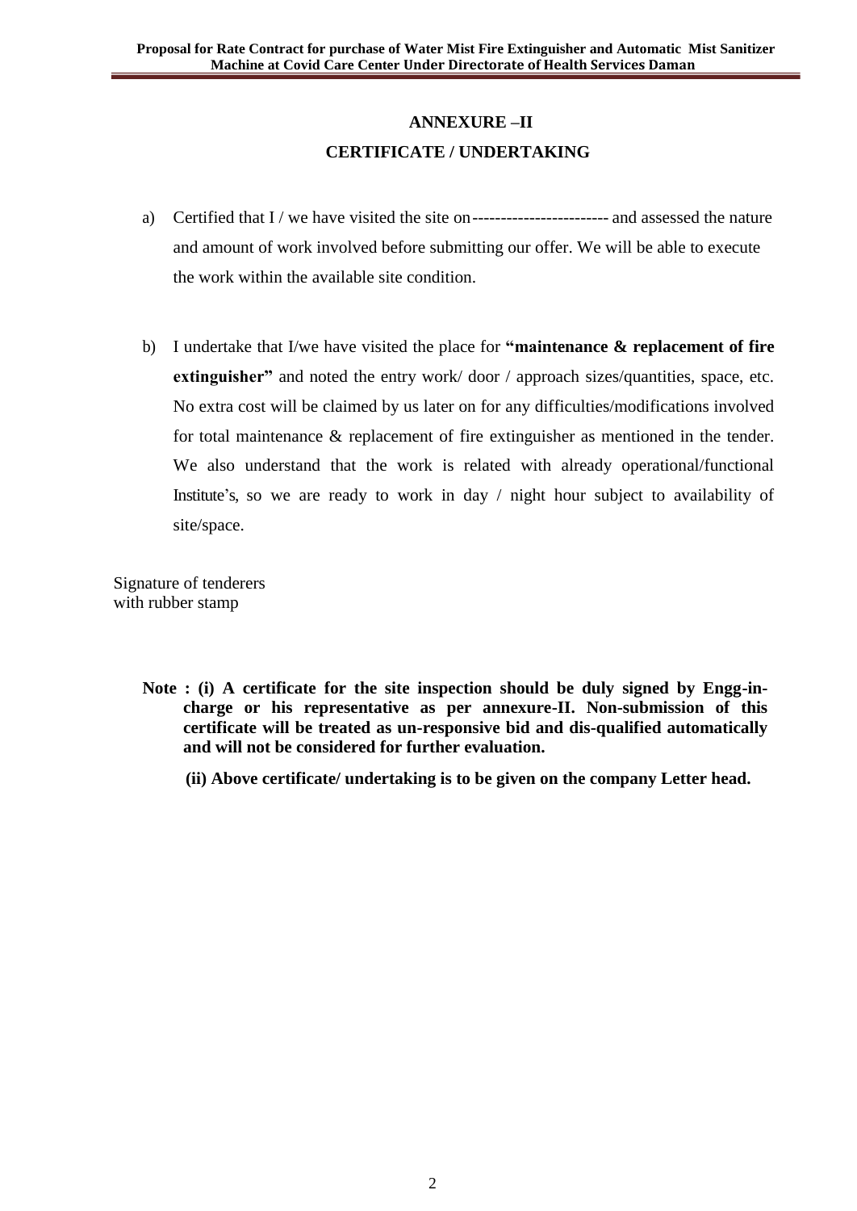# ANNEXURE –II

## CERTIFICATE / UNDERTAKING

a) Certified that I / we have visited the site on------------------------ and assessed the nature and amount of work involved before submitting our offer. We will be able to execute the work within the available site condition.

b) I undertake that I/we have visited the place for **"maintenance & replacement of fire extinguisher"** and noted the entry work/ door / approach sizes/quantities, space, etc. No extra cost will be claimed by us later on for any difficulties/modifications involved for total maintenance & replacement of fire extinguisher as mentioned in the tender. We also understand that the work is related with already operational/functional Institute's, so we are ready to work in day / night hour subject to availability of site/space.

Signature of tenderers
with rubber stamp

**Note : (i) A certificate for the site inspection should be duly signed by Engg-in-charge or his representative as per annexure-II. Non-submission of this certificate will be treated as un-responsive bid and dis-qualified automatically and will not be considered for further evaluation.**

**(ii) Above certificate/ undertaking is to be given on the company Letter head.**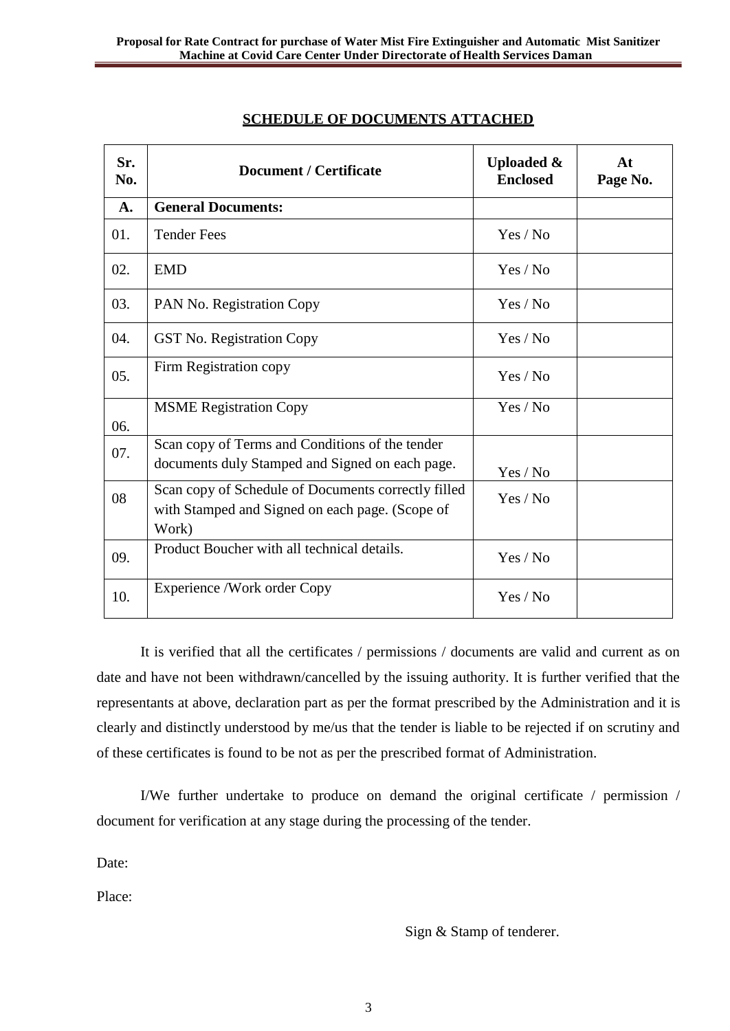## SCHEDULE OF DOCUMENTS ATTACHED

| Sr. No. | Document / Certificate | Uploaded & Enclosed | At Page No. |
|---|---|---|---|
| **A.** | **General Documents:** | | |
| 01. | Tender Fees | Yes / No | |
| 02. | EMD | Yes / No | |
| 03. | PAN No. Registration Copy | Yes / No | |
| 04. | GST No. Registration Copy | Yes / No | |
| 05. | Firm Registration copy | Yes / No | |
| 06. | MSME Registration Copy | Yes / No | |
| 07. | Scan copy of Terms and Conditions of the tender documents duly Stamped and Signed on each page. | Yes / No | |
| 08 | Scan copy of Schedule of Documents correctly filled with Stamped and Signed on each page. (Scope of Work) | Yes / No | |
| 09. | Product Boucher with all technical details. | Yes / No | |
| 10. | Experience /Work order Copy | Yes / No | |

It is verified that all the certificates / permissions / documents are valid and current as on date and have not been withdrawn/cancelled by the issuing authority. It is further verified that the representants at above, declaration part as per the format prescribed by the Administration and it is clearly and distinctly understood by me/us that the tender is liable to be rejected if on scrutiny and of these certificates is found to be not as per the prescribed format of Administration.

I/We further undertake to produce on demand the original certificate / permission / document for verification at any stage during the processing of the tender.

Date:

Place:

Sign & Stamp of tenderer.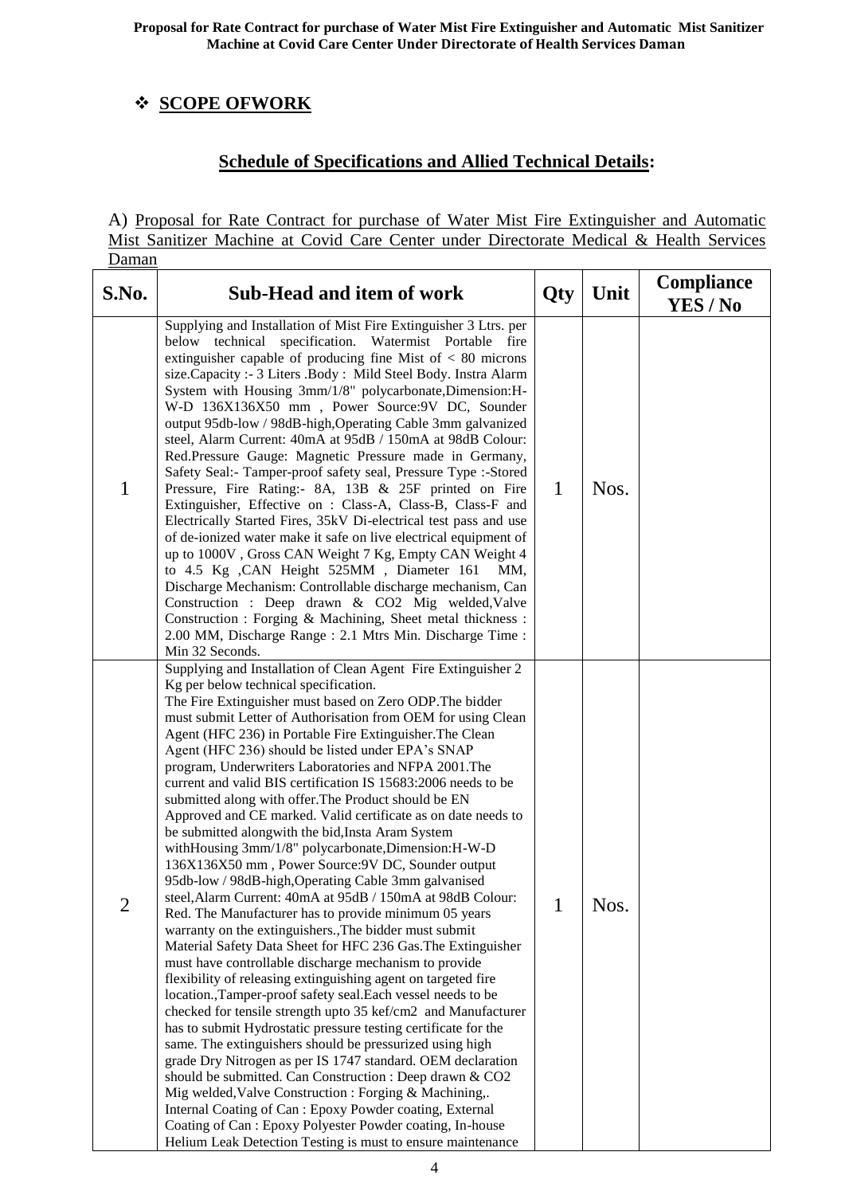❖ **SCOPE OFWORK**

## Schedule of Specifications and Allied Technical Details:

A) Proposal for Rate Contract for purchase of Water Mist Fire Extinguisher and Automatic Mist Sanitizer Machine at Covid Care Center under Directorate Medical & Health Services Daman

| S.No. | Sub-Head and item of work | Qty | Unit | Compliance YES / No |
|---|---|---|---|---|
| 1 | Supplying and Installation of Mist Fire Extinguisher 3 Ltrs. per below technical specification. Watermist Portable fire extinguisher capable of producing fine Mist of < 80 microns size.Capacity :- 3 Liters .Body : Mild Steel Body. Instra Alarm System with Housing 3mm/1/8" polycarbonate,Dimension:H-W-D 136X136X50 mm , Power Source:9V DC, Sounder output 95db-low / 98dB-high,Operating Cable 3mm galvanized steel, Alarm Current: 40mA at 95dB / 150mA at 98dB Colour: Red.Pressure Gauge: Magnetic Pressure made in Germany, Safety Seal:- Tamper-proof safety seal, Pressure Type :-Stored Pressure, Fire Rating:- 8A, 13B & 25F printed on Fire Extinguisher, Effective on : Class-A, Class-B, Class-F and Electrically Started Fires, 35kV Di-electrical test pass and use of de-ionized water make it safe on live electrical equipment of up to 1000V , Gross CAN Weight 7 Kg, Empty CAN Weight 4 to 4.5 Kg ,CAN Height 525MM , Diameter 161 MM, Discharge Mechanism: Controllable discharge mechanism, Can Construction : Deep drawn & CO2 Mig welded,Valve Construction : Forging & Machining, Sheet metal thickness : 2.00 MM, Discharge Range : 2.1 Mtrs Min. Discharge Time : Min 32 Seconds. | 1 | Nos. | |
| 2 | Supplying and Installation of Clean Agent Fire Extinguisher 2 Kg per below technical specification. The Fire Extinguisher must based on Zero ODP.The bidder must submit Letter of Authorisation from OEM for using Clean Agent (HFC 236) in Portable Fire Extinguisher.The Clean Agent (HFC 236) should be listed under EPA's SNAP program, Underwriters Laboratories and NFPA 2001.The current and valid BIS certification IS 15683:2006 needs to be submitted along with offer.The Product should be EN Approved and CE marked. Valid certificate as on date needs to be submitted alongwith the bid,Insta Aram System withHousing 3mm/1/8" polycarbonate,Dimension:H-W-D 136X136X50 mm , Power Source:9V DC, Sounder output 95db-low / 98dB-high,Operating Cable 3mm galvanised steel,Alarm Current: 40mA at 95dB / 150mA at 98dB Colour: Red. The Manufacturer has to provide minimum 05 years warranty on the extinguishers.,The bidder must submit Material Safety Data Sheet for HFC 236 Gas.The Extinguisher must have controllable discharge mechanism to provide flexibility of releasing extinguishing agent on targeted fire location.,Tamper-proof safety seal.Each vessel needs to be checked for tensile strength upto 35 kef/cm2 and Manufacturer has to submit Hydrostatic pressure testing certificate for the same. The extinguishers should be pressurized using high grade Dry Nitrogen as per IS 1747 standard. OEM declaration should be submitted. Can Construction : Deep drawn & CO2 Mig welded,Valve Construction : Forging & Machining,. Internal Coating of Can : Epoxy Powder coating, External Coating of Can : Epoxy Polyester Powder coating, In-house Helium Leak Detection Testing is must to ensure maintenance | 1 | Nos. | |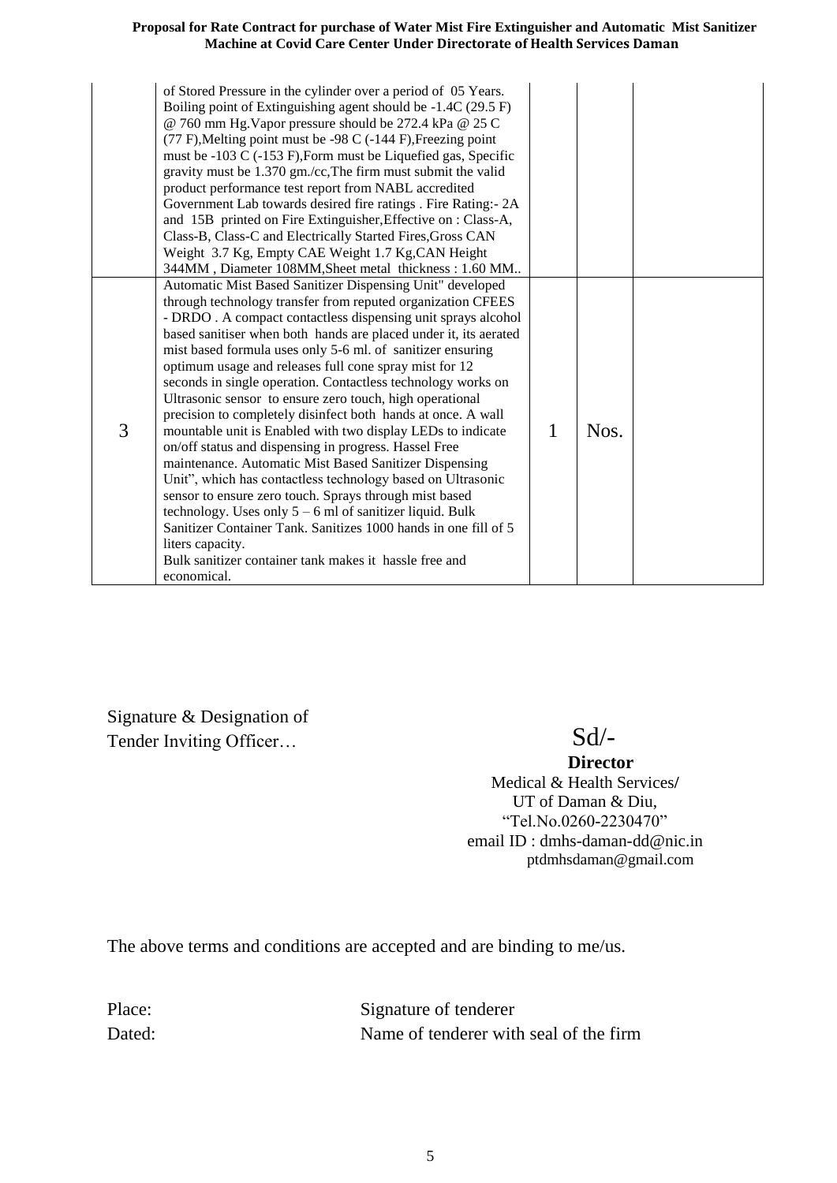| | | | | |
|---|---|---|---|---|
| | of Stored Pressure in the cylinder over a period of 05 Years. Boiling point of Extinguishing agent should be -1.4C (29.5 F) @ 760 mm Hg.Vapor pressure should be 272.4 kPa @ 25 C (77 F),Melting point must be -98 C (-144 F),Freezing point must be -103 C (-153 F),Form must be Liquefied gas, Specific gravity must be 1.370 gm./cc,The firm must submit the valid product performance test report from NABL accredited Government Lab towards desired fire ratings . Fire Rating:- 2A and 15B printed on Fire Extinguisher,Effective on : Class-A, Class-B, Class-C and Electrically Started Fires,Gross CAN Weight 3.7 Kg, Empty CAE Weight 1.7 Kg,CAN Height 344MM , Diameter 108MM,Sheet metal thickness : 1.60 MM.. | | | |
| 3 | Automatic Mist Based Sanitizer Dispensing Unit" developed through technology transfer from reputed organization CFEES - DRDO . A compact contactless dispensing unit sprays alcohol based sanitiser when both hands are placed under it, its aerated mist based formula uses only 5-6 ml. of sanitizer ensuring optimum usage and releases full cone spray mist for 12 seconds in single operation. Contactless technology works on Ultrasonic sensor to ensure zero touch, high operational precision to completely disinfect both hands at once. A wall mountable unit is Enabled with two display LEDs to indicate on/off status and dispensing in progress. Hassel Free maintenance. Automatic Mist Based Sanitizer Dispensing Unit", which has contactless technology based on Ultrasonic sensor to ensure zero touch. Sprays through mist based technology. Uses only 5 – 6 ml of sanitizer liquid. Bulk Sanitizer Container Tank. Sanitizes 1000 hands in one fill of 5 liters capacity.<br>Bulk sanitizer container tank makes it hassle free and economical. | 1 | Nos. | |

Signature & Designation of
Tender Inviting Officer…

Sd/-
**Director**
Medical & Health Services/
UT of Daman & Diu,
"Tel.No.0260-2230470"
email ID : dmhs-daman-dd@nic.in
ptdmhsdaman@gmail.com

The above terms and conditions are accepted and are binding to me/us.

Place: Signature of tenderer

Dated: Name of tenderer with seal of the firm